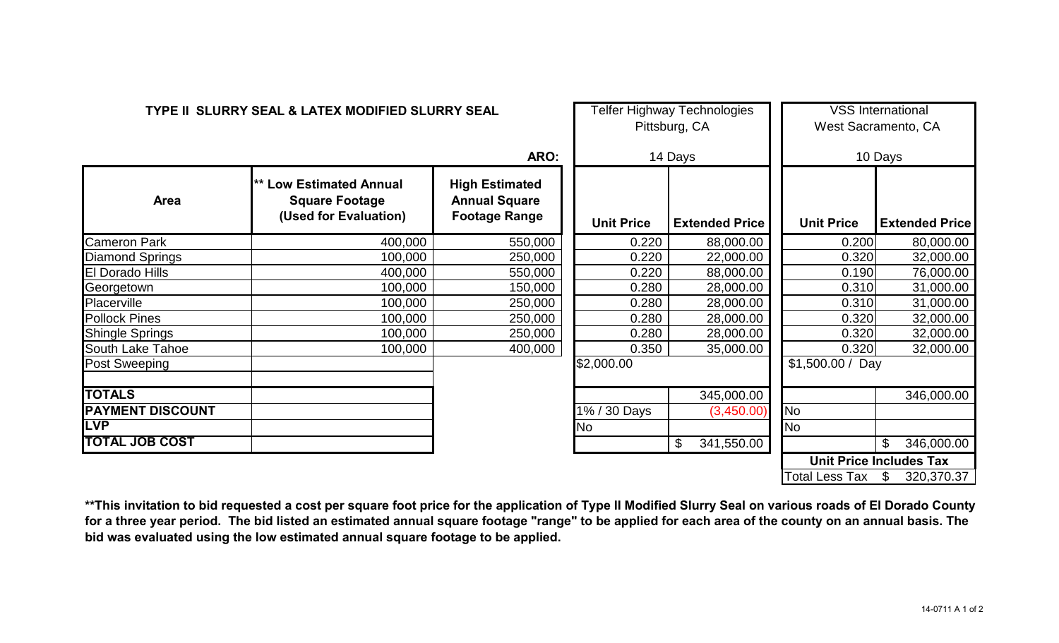**TYPE II SLURRY SEAL & LATEX MODIFIED SLURRY SEAL**

| | | | Telfer Highway Technologies, Pittsburg, CA | | VSS International, West Sacramento, CA | |
|---|---|---|---|---|---|---|
| | | **ARO:** | 14 Days | | 10 Days | |
| **Area** | **\*\* Low Estimated Annual Square Footage (Used for Evaluation)** | **High Estimated Annual Square Footage Range** | **Unit Price** | **Extended Price** | **Unit Price** | **Extended Price** |
| Cameron Park | 400,000 | 550,000 | 0.220 | 88,000.00 | 0.200 | 80,000.00 |
| Diamond Springs | 100,000 | 250,000 | 0.220 | 22,000.00 | 0.320 | 32,000.00 |
| El Dorado Hills | 400,000 | 550,000 | 0.220 | 88,000.00 | 0.190 | 76,000.00 |
| Georgetown | 100,000 | 150,000 | 0.280 | 28,000.00 | 0.310 | 31,000.00 |
| Placerville | 100,000 | 250,000 | 0.280 | 28,000.00 | 0.310 | 31,000.00 |
| Pollock Pines | 100,000 | 250,000 | 0.280 | 28,000.00 | 0.320 | 32,000.00 |
| Shingle Springs | 100,000 | 250,000 | 0.280 | 28,000.00 | 0.320 | 32,000.00 |
| South Lake Tahoe | 100,000 | 400,000 | 0.350 | 35,000.00 | 0.320 | 32,000.00 |
| Post Sweeping | | | $2,000.00 | | $1,500.00 / Day | |
| | | | | | | |
| **TOTALS** | | | | 345,000.00 | | 346,000.00 |
| **PAYMENT DISCOUNT** | | | 1% / 30 Days | (3,450.00) | No | |
| **LVP** | | | No | | No | |
| **TOTAL JOB COST** | | | | $ 341,550.00 | | $ 346,000.00 |
| | | | | | **Unit Price Includes Tax** | |
| | | | | | Total Less Tax | $ 320,370.37 |

**\*\*This invitation to bid requested a cost per square foot price for the application of Type II Modified Slurry Seal on various roads of El Dorado County for a three year period. The bid listed an estimated annual square footage "range" to be applied for each area of the county on an annual basis. The bid was evaluated using the low estimated annual square footage to be applied.**

14-0711 A 1 of 2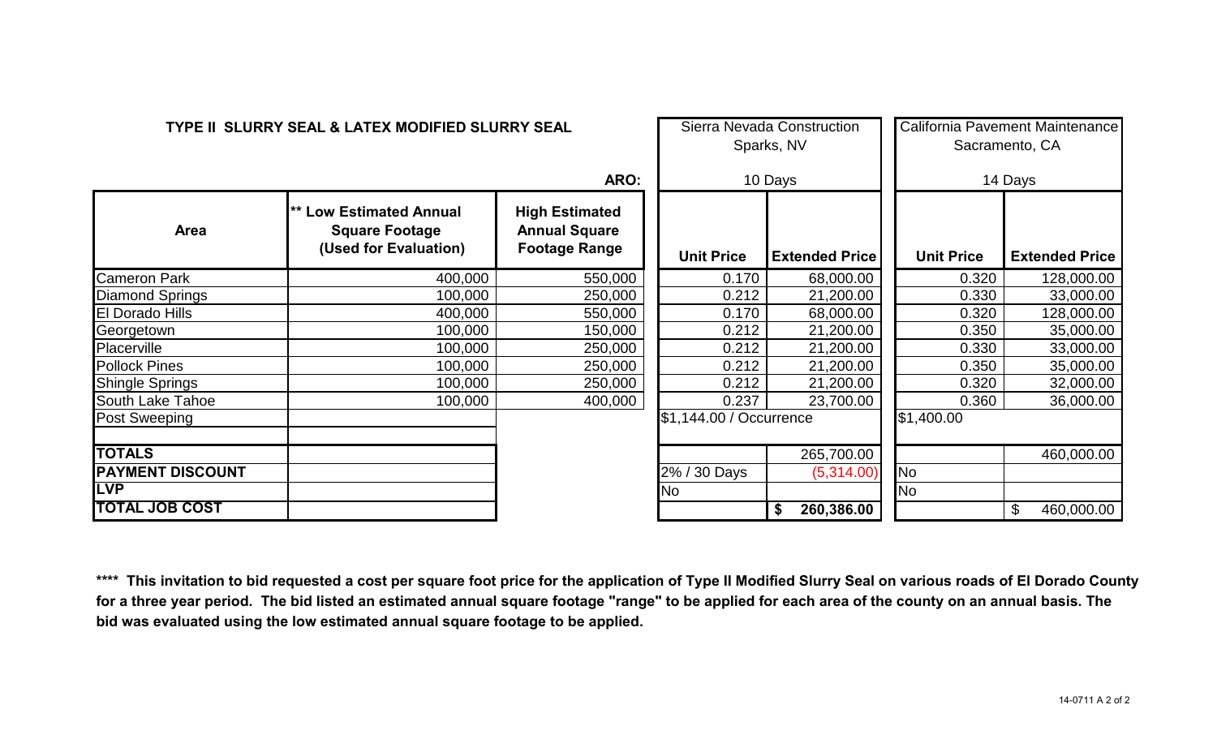| TYPE II SLURRY SEAL & LATEX MODIFIED SLURRY SEAL | | | Sierra Nevada Construction Sparks, NV | | California Pavement Maintenance Sacramento, CA | |
|---|---|---|---|---|---|---|
| | | ARO: | 10 Days | | 14 Days | |
| Area | ** Low Estimated Annual Square Footage (Used for Evaluation) | High Estimated Annual Square Footage Range | Unit Price | Extended Price | Unit Price | Extended Price |
| Cameron Park | 400,000 | 550,000 | 0.170 | 68,000.00 | 0.320 | 128,000.00 |
| Diamond Springs | 100,000 | 250,000 | 0.212 | 21,200.00 | 0.330 | 33,000.00 |
| El Dorado Hills | 400,000 | 550,000 | 0.170 | 68,000.00 | 0.320 | 128,000.00 |
| Georgetown | 100,000 | 150,000 | 0.212 | 21,200.00 | 0.350 | 35,000.00 |
| Placerville | 100,000 | 250,000 | 0.212 | 21,200.00 | 0.330 | 33,000.00 |
| Pollock Pines | 100,000 | 250,000 | 0.212 | 21,200.00 | 0.350 | 35,000.00 |
| Shingle Springs | 100,000 | 250,000 | 0.212 | 21,200.00 | 0.320 | 32,000.00 |
| South Lake Tahoe | 100,000 | 400,000 | 0.237 | 23,700.00 | 0.360 | 36,000.00 |
| Post Sweeping | | | $1,144.00 / Occurrence | | $1,400.00 | |
| | | | | | | |
| **TOTALS** | | | | 265,700.00 | | 460,000.00 |
| **PAYMENT DISCOUNT** | | | 2% / 30 Days | (5,314.00) | No | |
| **LVP** | | | No | | No | |
| **TOTAL JOB COST** | | | | **$ 260,386.00** | | $ 460,000.00 |

**\*\*\*\* This invitation to bid requested a cost per square foot price for the application of Type II Modified Slurry Seal on various roads of El Dorado County for a three year period. The bid listed an estimated annual square footage "range" to be applied for each area of the county on an annual basis. The bid was evaluated using the low estimated annual square footage to be applied.**

14-0711 A 2 of 2